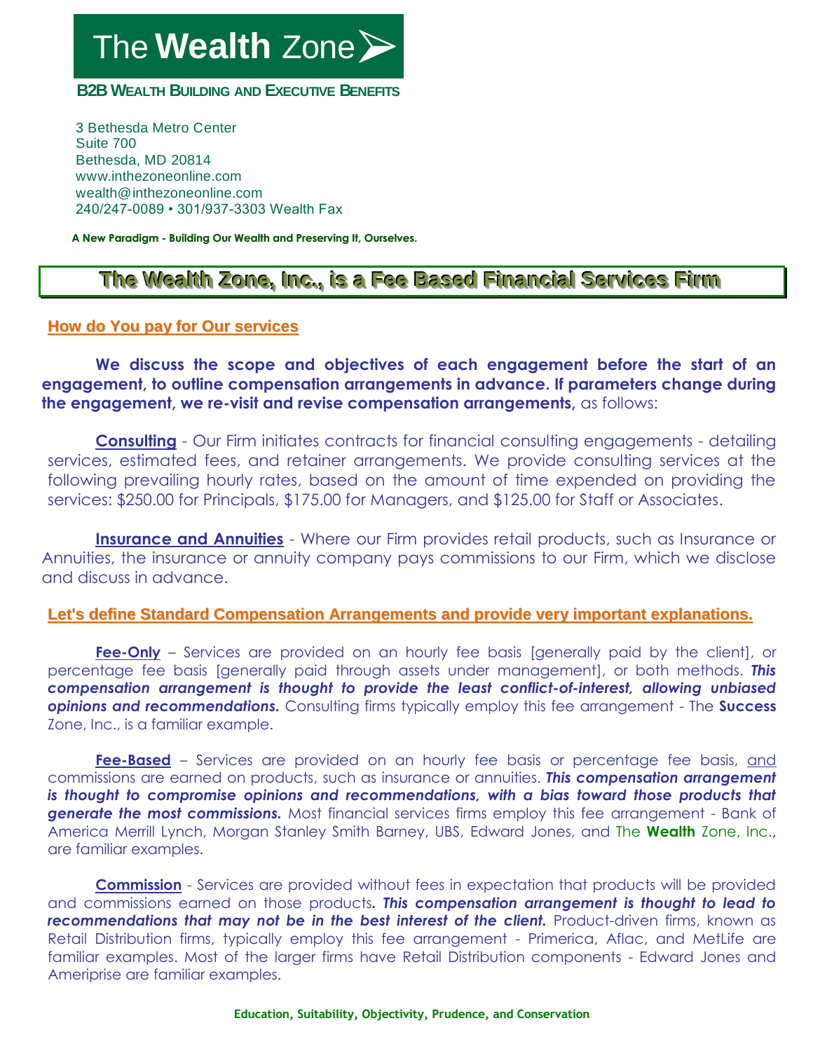# The **Wealth** Zone

**B2B WEALTH BUILDING AND EXECUTIVE BENEFITS**

3 Bethesda Metro Center
Suite 700
Bethesda, MD 20814
www.inthezoneonline.com
wealth@inthezoneonline.com
240/247-0089 • 301/937-3303 Wealth Fax

**A New Paradigm - Building Our Wealth and Preserving It, Ourselves.**

## The Wealth Zone, Inc., is a Fee Based Financial Services Firm

### How do You pay for Our services

**We discuss the scope and objectives of each engagement before the start of an engagement, to outline compensation arrangements in advance. If parameters change during the engagement, we re-visit and revise compensation arrangements,** as follows:

**Consulting** - Our Firm initiates contracts for financial consulting engagements - detailing services, estimated fees, and retainer arrangements. We provide consulting services at the following prevailing hourly rates, based on the amount of time expended on providing the services: $250.00 for Principals, $175.00 for Managers, and $125.00 for Staff or Associates.

**Insurance and Annuities** - Where our Firm provides retail products, such as Insurance or Annuities, the insurance or annuity company pays commissions to our Firm, which we disclose and discuss in advance.

### Let's define Standard Compensation Arrangements and provide very important explanations.

**Fee-Only** – Services are provided on an hourly fee basis [generally paid by the client], or percentage fee basis [generally paid through assets under management], or both methods. ***This compensation arrangement is thought to provide the least conflict-of-interest, allowing unbiased opinions and recommendations.*** Consulting firms typically employ this fee arrangement - The **Success** Zone, Inc., is a familiar example.

**Fee-Based** – Services are provided on an hourly fee basis or percentage fee basis, and commissions are earned on products, such as insurance or annuities. ***This compensation arrangement is thought to compromise opinions and recommendations, with a bias toward those products that generate the most commissions.*** Most financial services firms employ this fee arrangement - Bank of America Merrill Lynch, Morgan Stanley Smith Barney, UBS, Edward Jones, and The **Wealth** Zone, Inc., are familiar examples.

**Commission** - Services are provided without fees in expectation that products will be provided and commissions earned on those products***. This compensation arrangement is thought to lead to recommendations that may not be in the best interest of the client.*** Product-driven firms, known as Retail Distribution firms, typically employ this fee arrangement - Primerica, Aflac, and MetLife are familiar examples. Most of the larger firms have Retail Distribution components - Edward Jones and Ameriprise are familiar examples.

**Education, Suitability, Objectivity, Prudence, and Conservation**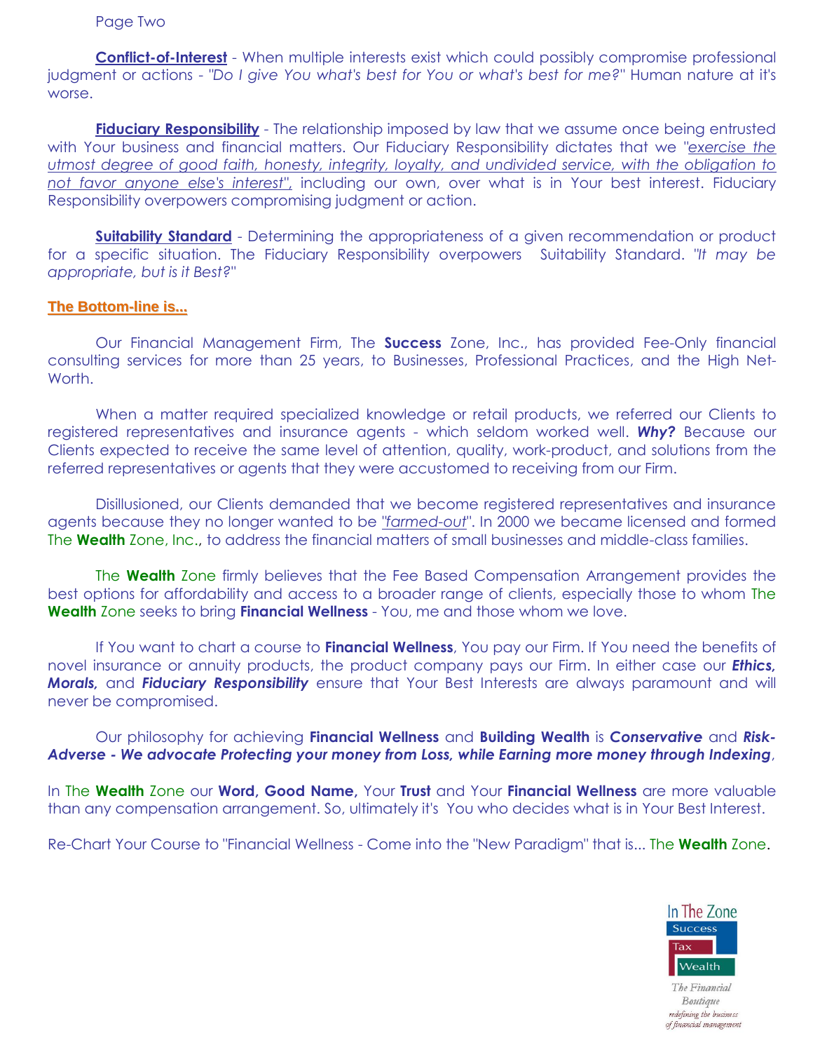Page Two

**Conflict-of-Interest** - When multiple interests exist which could possibly compromise professional judgment or actions - *"Do I give You what's best for You or what's best for me?"* Human nature at it's worse.

**Fiduciary Responsibility** - The relationship imposed by law that we assume once being entrusted with Your business and financial matters. Our Fiduciary Responsibility dictates that we *"exercise the utmost degree of good faith, honesty, integrity, loyalty, and undivided service, with the obligation to not favor anyone else's interest",* including our own, over what is in Your best interest. Fiduciary Responsibility overpowers compromising judgment or action.

**Suitability Standard** - Determining the appropriateness of a given recommendation or product for a specific situation. The Fiduciary Responsibility overpowers Suitability Standard. *"It may be appropriate, but is it Best?"*

**The Bottom-line is...**

Our Financial Management Firm, The **Success** Zone, Inc., has provided Fee-Only financial consulting services for more than 25 years, to Businesses, Professional Practices, and the High Net-Worth.

When a matter required specialized knowledge or retail products, we referred our Clients to registered representatives and insurance agents - which seldom worked well. ***Why?*** Because our Clients expected to receive the same level of attention, quality, work-product, and solutions from the referred representatives or agents that they were accustomed to receiving from our Firm.

Disillusioned, our Clients demanded that we become registered representatives and insurance agents because they no longer wanted to be *"farmed-out"*. In 2000 we became licensed and formed The **Wealth** Zone, Inc., to address the financial matters of small businesses and middle-class families.

The **Wealth** Zone firmly believes that the Fee Based Compensation Arrangement provides the best options for affordability and access to a broader range of clients, especially those to whom The **Wealth** Zone seeks to bring **Financial Wellness** - You, me and those whom we love.

If You want to chart a course to **Financial Wellness**, You pay our Firm. If You need the benefits of novel insurance or annuity products, the product company pays our Firm. In either case our ***Ethics, Morals,*** and ***Fiduciary Responsibility*** ensure that Your Best Interests are always paramount and will never be compromised.

Our philosophy for achieving **Financial Wellness** and **Building Wealth** is ***Conservative*** and ***Risk-Adverse - We advocate Protecting your money from Loss, while Earning more money through Indexing***,

In The **Wealth** Zone our **Word, Good Name,** Your **Trust** and Your **Financial Wellness** are more valuable than any compensation arrangement. So, ultimately it's You who decides what is in Your Best Interest.

Re-Chart Your Course to "Financial Wellness - Come into the "New Paradigm" that is... The **Wealth** Zone.

In The Zone
Success
Tax
Wealth

*The Financial Boutique*
*redefining the business of financial management*